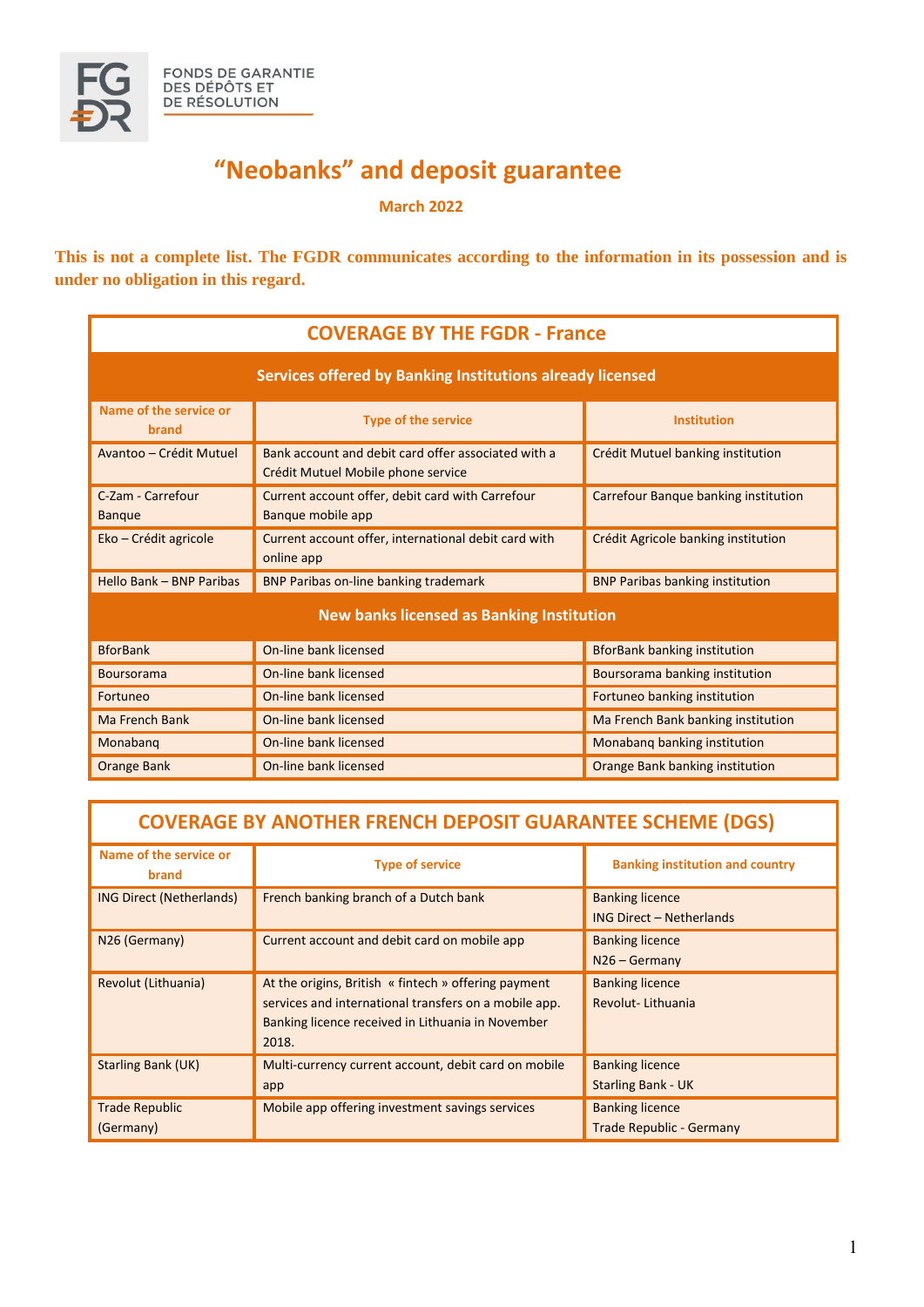FONDS DE GARANTIE DES DÉPÔTS ET DE RÉSOLUTION

# "Neobanks" and deposit guarantee

**March 2022**

**This is not a complete list. The FGDR communicates according to the information in its possession and is under no obligation in this regard.**

## COVERAGE BY THE FGDR - France

| Name of the service or brand | Type of the service | Institution |
|---|---|---|
| **Services offered by Banking Institutions already licensed** | | |
| Avantoo – Crédit Mutuel | Bank account and debit card offer associated with a Crédit Mutuel Mobile phone service | Crédit Mutuel banking institution |
| C-Zam - Carrefour Banque | Current account offer, debit card with Carrefour Banque mobile app | Carrefour Banque banking institution |
| Eko – Crédit agricole | Current account offer, international debit card with online app | Crédit Agricole banking institution |
| Hello Bank – BNP Paribas | BNP Paribas on-line banking trademark | BNP Paribas banking institution |
| **New banks licensed as Banking Institution** | | |
| BforBank | On-line bank licensed | BforBank banking institution |
| Boursorama | On-line bank licensed | Boursorama banking institution |
| Fortuneo | On-line bank licensed | Fortuneo banking institution |
| Ma French Bank | On-line bank licensed | Ma French Bank banking institution |
| Monabanq | On-line bank licensed | Monabanq banking institution |
| Orange Bank | On-line bank licensed | Orange Bank banking institution |

## COVERAGE BY ANOTHER FRENCH DEPOSIT GUARANTEE SCHEME (DGS)

| Name of the service or brand | Type of service | Banking institution and country |
|---|---|---|
| ING Direct (Netherlands) | French banking branch of a Dutch bank | Banking licence<br>ING Direct – Netherlands |
| N26 (Germany) | Current account and debit card on mobile app | Banking licence<br>N26 – Germany |
| Revolut (Lithuania) | At the origins, British « fintech » offering payment services and international transfers on a mobile app. Banking licence received in Lithuania in November 2018. | Banking licence<br>Revolut- Lithuania |
| Starling Bank (UK) | Multi-currency current account, debit card on mobile app | Banking licence<br>Starling Bank - UK |
| Trade Republic (Germany) | Mobile app offering investment savings services | Banking licence<br>Trade Republic - Germany |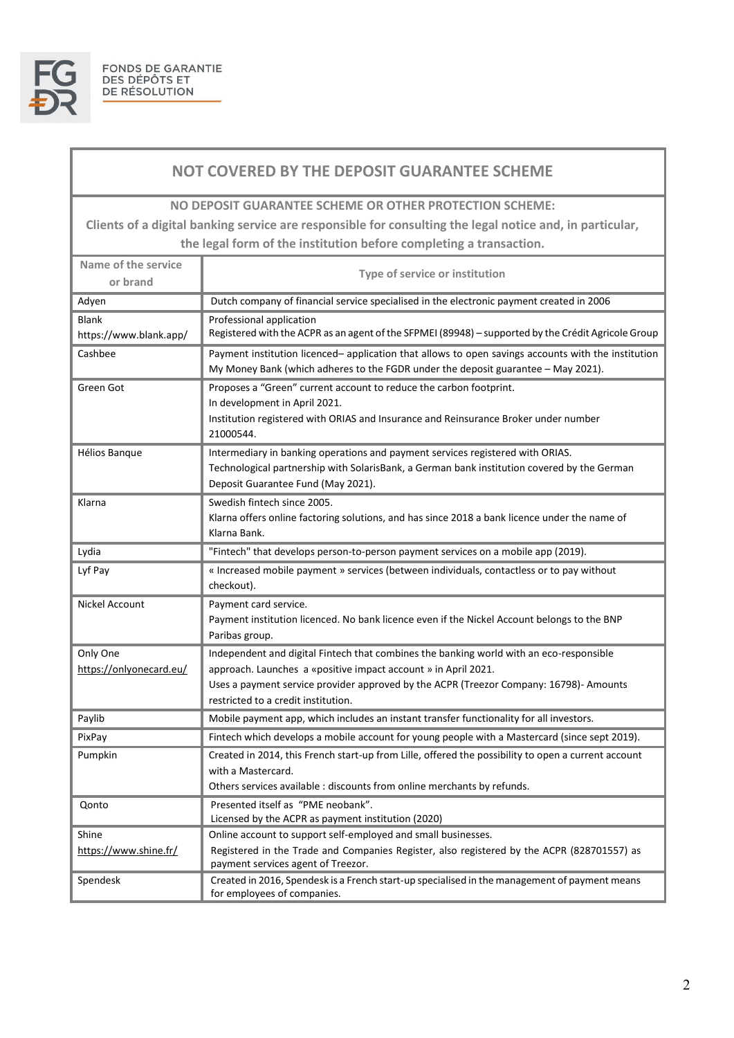## NOT COVERED BY THE DEPOSIT GUARANTEE SCHEME

**NO DEPOSIT GUARANTEE SCHEME OR OTHER PROTECTION SCHEME:**
**Clients of a digital banking service are responsible for consulting the legal notice and, in particular, the legal form of the institution before completing a transaction.**

| Name of the service or brand | Type of service or institution |
|---|---|
| Adyen | Dutch company of financial service specialised in the electronic payment created in 2006 |
| Blank<br>https://www.blank.app/ | Professional application<br>Registered with the ACPR as an agent of the SFPMEI (89948) – supported by the Crédit Agricole Group |
| Cashbee | Payment institution licenced– application that allows to open savings accounts with the institution My Money Bank (which adheres to the FGDR under the deposit guarantee – May 2021). |
| Green Got | Proposes a "Green" current account to reduce the carbon footprint.<br>In development in April 2021.<br>Institution registered with ORIAS and Insurance and Reinsurance Broker under number 21000544. |
| Hélios Banque | Intermediary in banking operations and payment services registered with ORIAS.<br>Technological partnership with SolarisBank, a German bank institution covered by the German Deposit Guarantee Fund (May 2021). |
| Klarna | Swedish fintech since 2005.<br>Klarna offers online factoring solutions, and has since 2018 a bank licence under the name of Klarna Bank. |
| Lydia | "Fintech" that develops person-to-person payment services on a mobile app (2019). |
| Lyf Pay | « Increased mobile payment » services (between individuals, contactless or to pay without checkout). |
| Nickel Account | Payment card service.<br>Payment institution licenced. No bank licence even if the Nickel Account belongs to the BNP Paribas group. |
| Only One<br>https://onlyonecard.eu/ | Independent and digital Fintech that combines the banking world with an eco-responsible approach. Launches a «positive impact account » in April 2021.<br>Uses a payment service provider approved by the ACPR (Treezor Company: 16798)- Amounts restricted to a credit institution. |
| Paylib | Mobile payment app, which includes an instant transfer functionality for all investors. |
| PixPay | Fintech which develops a mobile account for young people with a Mastercard (since sept 2019). |
| Pumpkin | Created in 2014, this French start-up from Lille, offered the possibility to open a current account with a Mastercard.<br>Others services available : discounts from online merchants by refunds. |
| Qonto | Presented itself as "PME neobank".<br>Licensed by the ACPR as payment institution (2020) |
| Shine<br>https://www.shine.fr/ | Online account to support self-employed and small businesses.<br>Registered in the Trade and Companies Register, also registered by the ACPR (828701557) as payment services agent of Treezor. |
| Spendesk | Created in 2016, Spendesk is a French start-up specialised in the management of payment means for employees of companies. |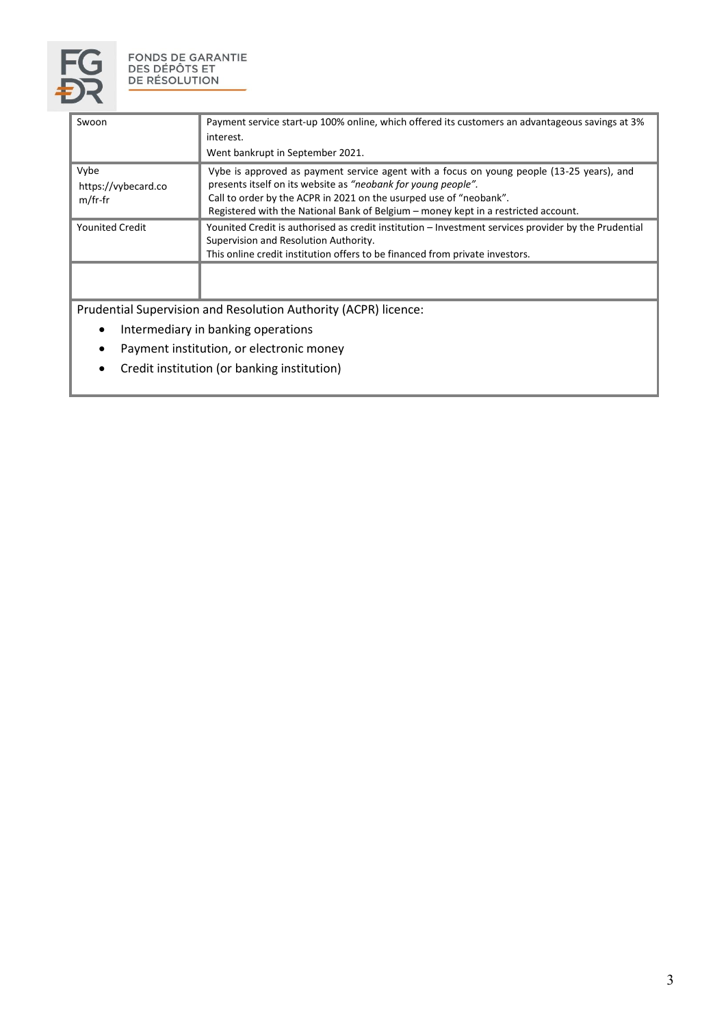| | |
|---|---|
| Swoon | Payment service start-up 100% online, which offered its customers an advantageous savings at 3% interest.<br>Went bankrupt in September 2021. |
| Vybe<br>https://vybecard.com/fr-fr | Vybe is approved as payment service agent with a focus on young people (13-25 years), and presents itself on its website as *"neobank for young people"*.<br>Call to order by the ACPR in 2021 on the usurped use of "neobank".<br>Registered with the National Bank of Belgium – money kept in a restricted account. |
| Younited Credit | Younited Credit is authorised as credit institution – Investment services provider by the Prudential Supervision and Resolution Authority.<br>This online credit institution offers to be financed from private investors. |
| | |

Prudential Supervision and Resolution Authority (ACPR) licence:

- Intermediary in banking operations
- Payment institution, or electronic money
- Credit institution (or banking institution)